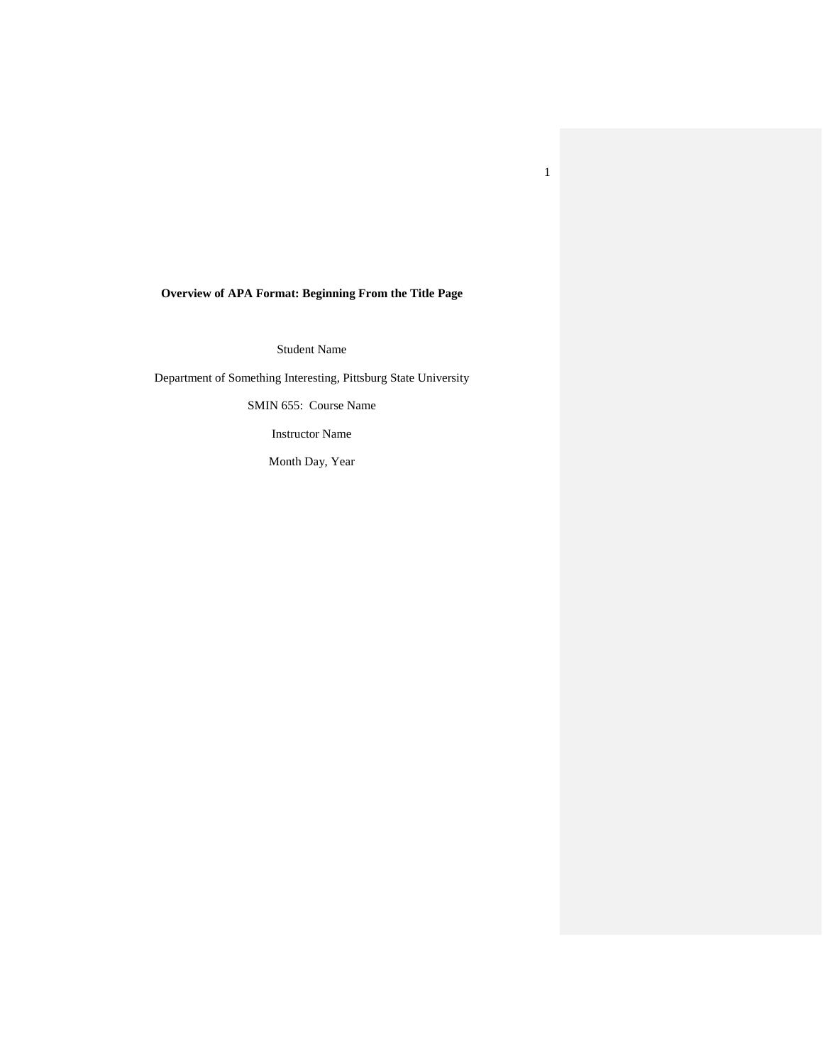**Overview of APA Format: Beginning From the Title Page**

Student Name

Department of Something Interesting, Pittsburg State University

SMIN 655: Course Name

Instructor Name

Month Day, Year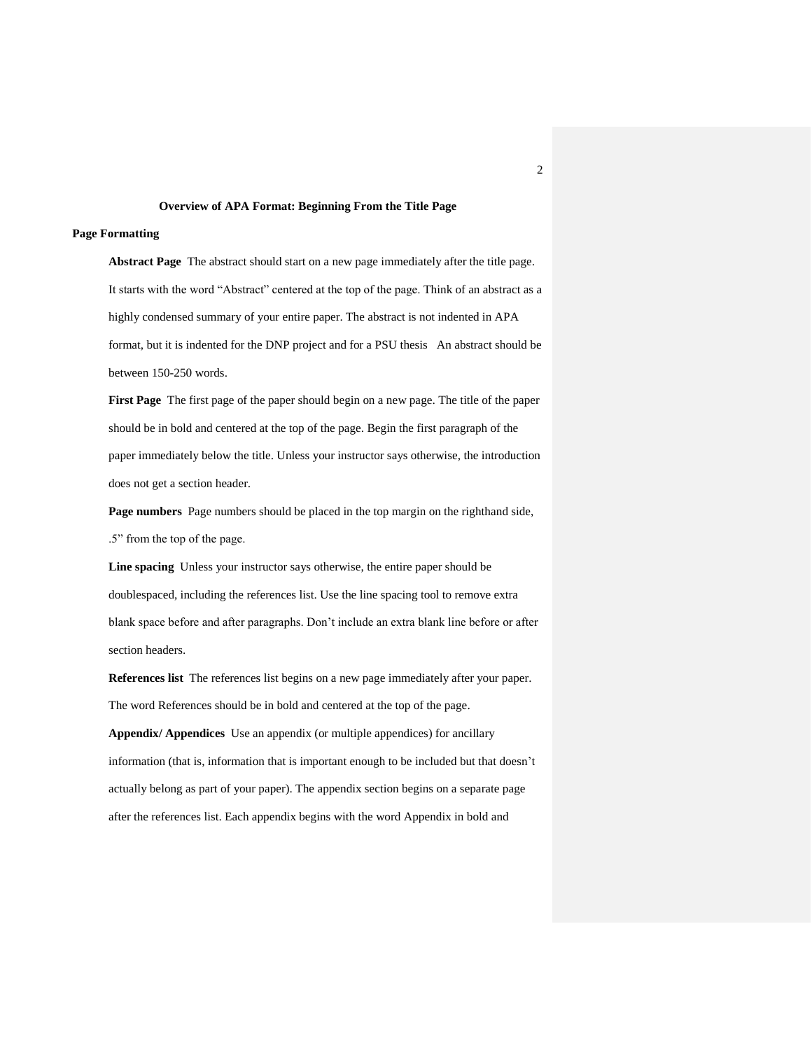# Overview of APA Format: Beginning From the Title Page

## Page Formatting

**Abstract Page** The abstract should start on a new page immediately after the title page. It starts with the word "Abstract" centered at the top of the page. Think of an abstract as a highly condensed summary of your entire paper. The abstract is not indented in APA format, but it is indented for the DNP project and for a PSU thesis An abstract should be between 150-250 words.

**First Page** The first page of the paper should begin on a new page. The title of the paper should be in bold and centered at the top of the page. Begin the first paragraph of the paper immediately below the title. Unless your instructor says otherwise, the introduction does not get a section header.

**Page numbers** Page numbers should be placed in the top margin on the righthand side, .5" from the top of the page.

**Line spacing** Unless your instructor says otherwise, the entire paper should be doublespaced, including the references list. Use the line spacing tool to remove extra blank space before and after paragraphs. Don't include an extra blank line before or after section headers.

**References list** The references list begins on a new page immediately after your paper. The word References should be in bold and centered at the top of the page.

**Appendix/ Appendices** Use an appendix (or multiple appendices) for ancillary information (that is, information that is important enough to be included but that doesn't actually belong as part of your paper). The appendix section begins on a separate page after the references list. Each appendix begins with the word Appendix in bold and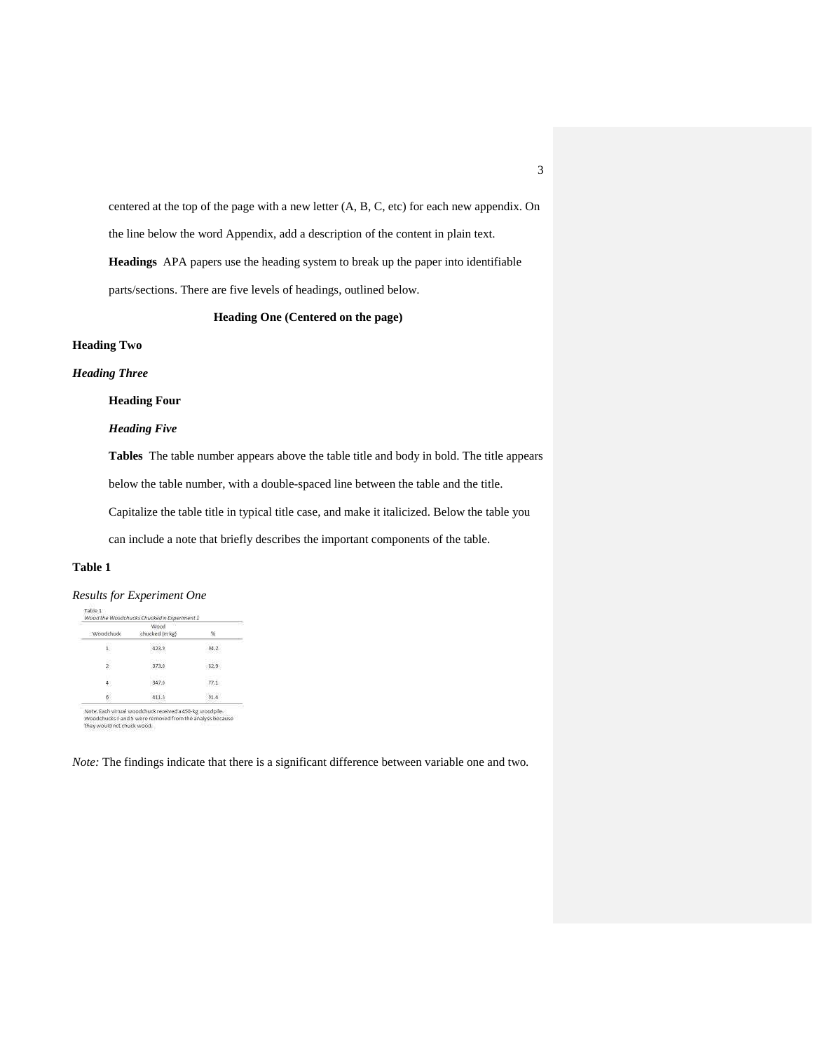centered at the top of the page with a new letter (A, B, C, etc) for each new appendix. On the line below the word Appendix, add a description of the content in plain text.

**Headings** APA papers use the heading system to break up the paper into identifiable parts/sections. There are five levels of headings, outlined below.

**Heading One (Centered on the page)**

**Heading Two**

***Heading Three***

**Heading Four**

***Heading Five***

**Tables** The table number appears above the table title and body in bold. The title appears below the table number, with a double-spaced line between the table and the title. Capitalize the table title in typical title case, and make it italicized. Below the table you can include a note that briefly describes the important components of the table.

**Table 1**

*Results for Experiment One*

Table 1

*Wood the Woodchucks Chucked in Experiment 1*

| Woodchuck | Wood chucked (in kg) | % |
|---|---|---|
| 1 | 423.9 | 94.2 |
| 2 | 373.0 | 82.9 |
| 4 | 347.0 | 77.1 |
| 6 | 411.3 | 91.4 |

*Note.* Each virtual woodchuck received a 450-kg woodpile. Woodchucks 3 and 5 were removed from the analysis because they would not chuck wood.

*Note:* The findings indicate that there is a significant difference between variable one and two.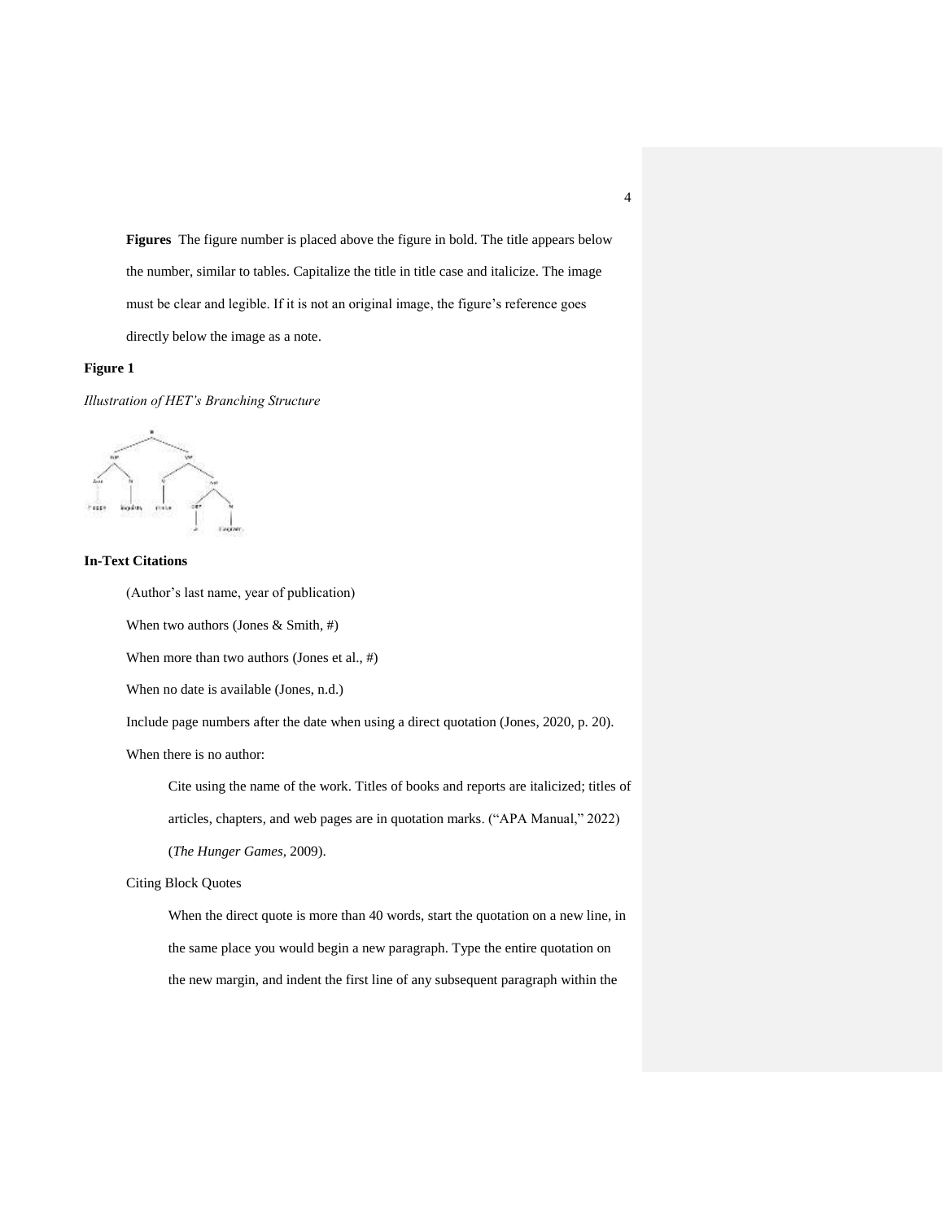**Figures** The figure number is placed above the figure in bold. The title appears below the number, similar to tables. Capitalize the title in title case and italicize. The image must be clear and legible. If it is not an original image, the figure's reference goes directly below the image as a note.

**Figure 1**

*Illustration of HET's Branching Structure*

**In-Text Citations**

(Author's last name, year of publication)

When two authors (Jones & Smith, #)

When more than two authors (Jones et al., #)

When no date is available (Jones, n.d.)

Include page numbers after the date when using a direct quotation (Jones, 2020, p. 20).

When there is no author:

Cite using the name of the work. Titles of books and reports are italicized; titles of articles, chapters, and web pages are in quotation marks. ("APA Manual," 2022) (*The Hunger Games,* 2009).

Citing Block Quotes

When the direct quote is more than 40 words, start the quotation on a new line, in the same place you would begin a new paragraph. Type the entire quotation on the new margin, and indent the first line of any subsequent paragraph within the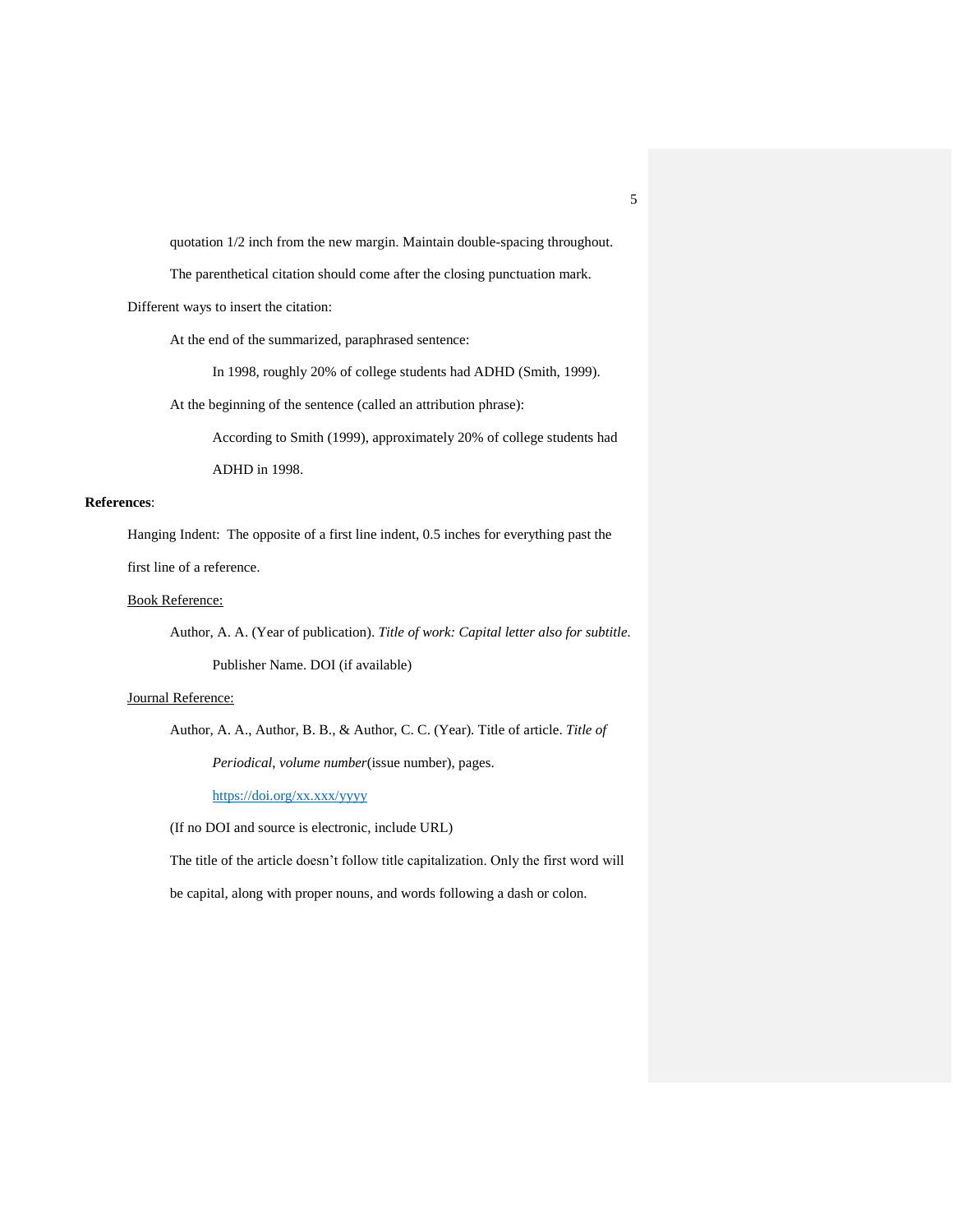quotation 1/2 inch from the new margin. Maintain double-spacing throughout. The parenthetical citation should come after the closing punctuation mark.

Different ways to insert the citation:

At the end of the summarized, paraphrased sentence:

In 1998, roughly 20% of college students had ADHD (Smith, 1999).

At the beginning of the sentence (called an attribution phrase):

According to Smith (1999), approximately 20% of college students had ADHD in 1998.

**References**:

Hanging Indent: The opposite of a first line indent, 0.5 inches for everything past the first line of a reference.

<u>Book Reference:</u>

Author, A. A. (Year of publication). *Title of work: Capital letter also for subtitle*. Publisher Name. DOI (if available)

<u>Journal Reference:</u>

Author, A. A., Author, B. B., & Author, C. C. (Year). Title of article. *Title of Periodical*, *volume number*(issue number), pages. https://doi.org/xx.xxx/yyyy

(If no DOI and source is electronic, include URL)

The title of the article doesn't follow title capitalization. Only the first word will be capital, along with proper nouns, and words following a dash or colon.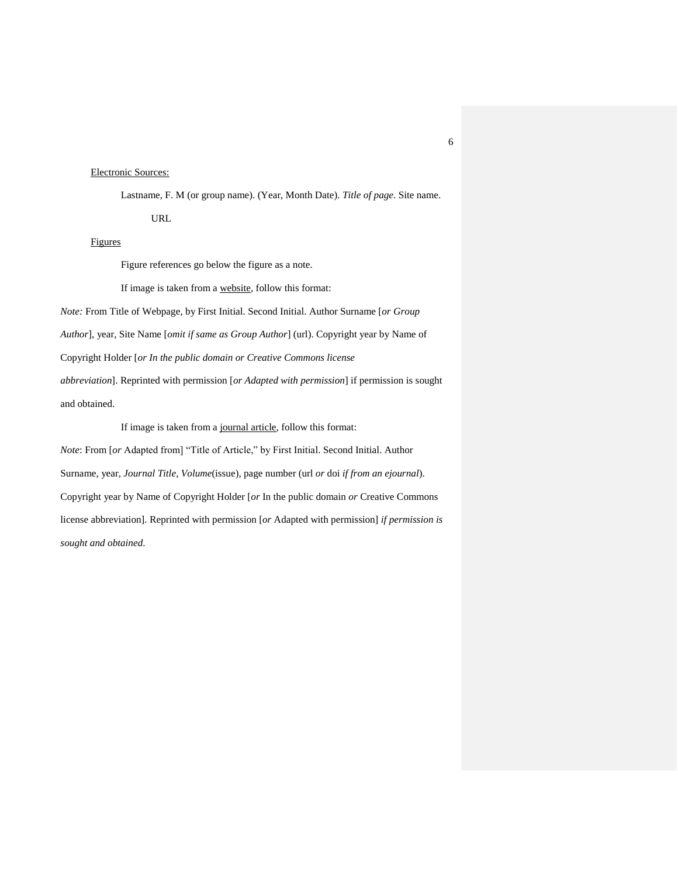<u>Electronic Sources:</u>

Lastname, F. M (or group name). (Year, Month Date). *Title of page*. Site name. URL

<u>Figures</u>

Figure references go below the figure as a note.

If image is taken from a <u>website</u>, follow this format:

*Note:* From Title of Webpage, by First Initial. Second Initial. Author Surname [*or Group Author*], year, Site Name [*omit if same as Group Author*] (url). Copyright year by Name of Copyright Holder [*or In the public domain or Creative Commons license abbreviation*]. Reprinted with permission [*or Adapted with permission*] if permission is sought and obtained.

If image is taken from a <u>journal article</u>, follow this format:

*Note*: From [*or* Adapted from] "Title of Article," by First Initial. Second Initial. Author Surname, year, *Journal Title, Volume*(issue), page number (url *or* doi *if from an ejournal*). Copyright year by Name of Copyright Holder [*or* In the public domain *or* Creative Commons license abbreviation]. Reprinted with permission [*or* Adapted with permission] *if permission is sought and obtained.*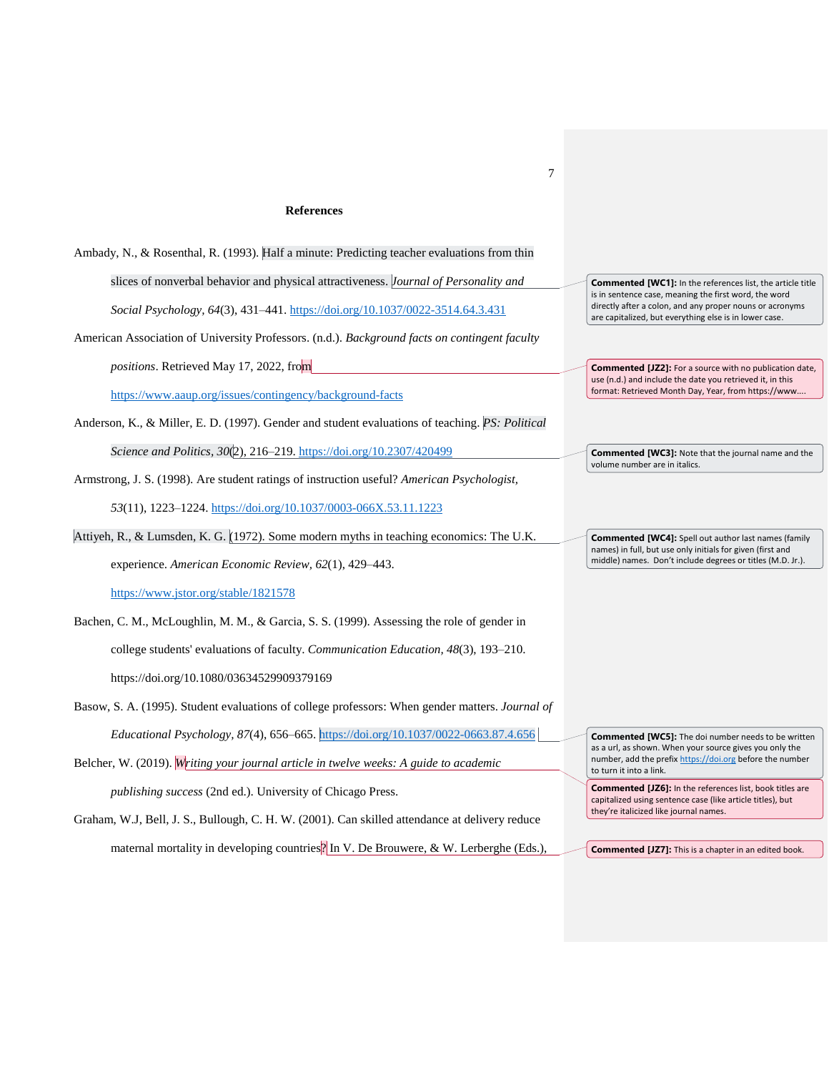# References

Ambady, N., & Rosenthal, R. (1993). Half a minute: Predicting teacher evaluations from thin slices of nonverbal behavior and physical attractiveness. *Journal of Personality and Social Psychology*, *64*(3), 431–441. https://doi.org/10.1037/0022-3514.64.3.431

American Association of University Professors. (n.d.). *Background facts on contingent faculty positions*. Retrieved May 17, 2022, from https://www.aaup.org/issues/contingency/background-facts

Anderson, K., & Miller, E. D. (1997). Gender and student evaluations of teaching. *PS: Political Science and Politics*, *30*(2), 216–219. https://doi.org/10.2307/420499

Armstrong, J. S. (1998). Are student ratings of instruction useful? *American Psychologist*, *53*(11), 1223–1224. https://doi.org/10.1037/0003-066X.53.11.1223

Attiyeh, R., & Lumsden, K. G. (1972). Some modern myths in teaching economics: The U.K. experience. *American Economic Review*, *62*(1), 429–443. https://www.jstor.org/stable/1821578

Bachen, C. M., McLoughlin, M. M., & Garcia, S. S. (1999). Assessing the role of gender in college students' evaluations of faculty. *Communication Education*, *48*(3), 193–210. https://doi.org/10.1080/03634529909379169

Basow, S. A. (1995). Student evaluations of college professors: When gender matters. *Journal of Educational Psychology*, *87*(4), 656–665. https://doi.org/10.1037/0022-0663.87.4.656

Belcher, W. (2019). *Writing your journal article in twelve weeks: A guide to academic publishing success* (2nd ed.). University of Chicago Press.

Graham, W.J, Bell, J. S., Bullough, C. H. W. (2001). Can skilled attendance at delivery reduce maternal mortality in developing countries? In V. De Brouwere, & W. Lerberghe (Eds.),

**Commented [WC1]:** In the references list, the article title is in sentence case, meaning the first word, the word directly after a colon, and any proper nouns or acronyms are capitalized, but everything else is in lower case.

**Commented [JZ2]:** For a source with no publication date, use (n.d.) and include the date you retrieved it, in this format: Retrieved Month Day, Year, from https://www....

**Commented [WC3]:** Note that the journal name and the volume number are in italics.

**Commented [WC4]:** Spell out author last names (family names) in full, but use only initials for given (first and middle) names. Don't include degrees or titles (M.D. Jr.).

**Commented [WC5]:** The doi number needs to be written as a url, as shown. When your source gives you only the number, add the prefix https://doi.org before the number to turn it into a link.

**Commented [JZ6]:** In the references list, book titles are capitalized using sentence case (like article titles), but they're italicized like journal names.

**Commented [JZ7]:** This is a chapter in an edited book.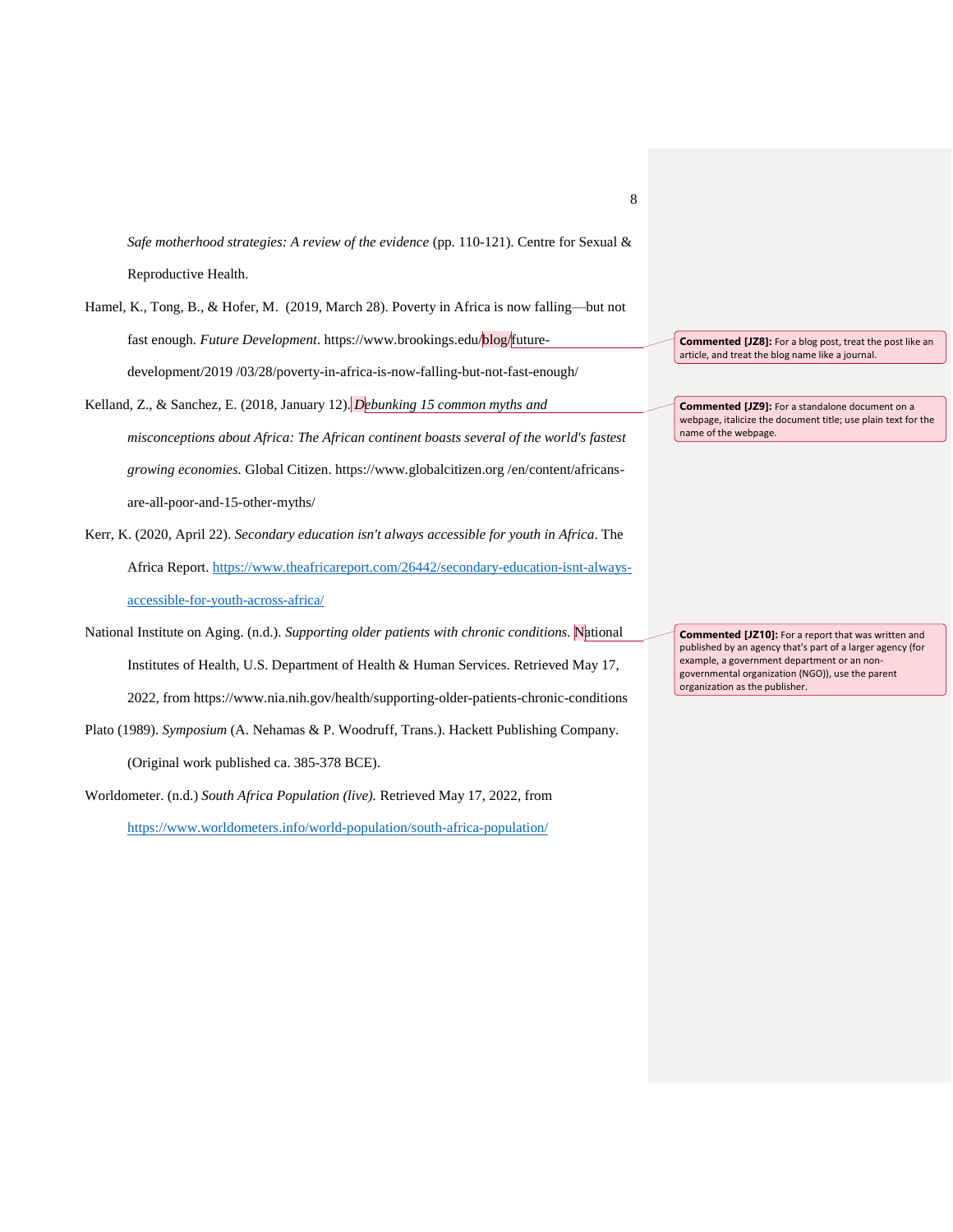*Safe motherhood strategies: A review of the evidence* (pp. 110-121). Centre for Sexual & Reproductive Health.

Hamel, K., Tong, B., & Hofer, M. (2019, March 28). Poverty in Africa is now falling—but not fast enough. *Future Development*. https://www.brookings.edu/blog/future-development/2019 /03/28/poverty-in-africa-is-now-falling-but-not-fast-enough/

Kelland, Z., & Sanchez, E. (2018, January 12). *Debunking 15 common myths and misconceptions about Africa: The African continent boasts several of the world's fastest growing economies.* Global Citizen. https://www.globalcitizen.org /en/content/africans-are-all-poor-and-15-other-myths/

Kerr, K. (2020, April 22). *Secondary education isn't always accessible for youth in Africa*. The Africa Report. https://www.theafricareport.com/26442/secondary-education-isnt-always-accessible-for-youth-across-africa/

National Institute on Aging. (n.d.). *Supporting older patients with chronic conditions.* National Institutes of Health, U.S. Department of Health & Human Services. Retrieved May 17, 2022, from https://www.nia.nih.gov/health/supporting-older-patients-chronic-conditions

Plato (1989). *Symposium* (A. Nehamas & P. Woodruff, Trans.). Hackett Publishing Company. (Original work published ca. 385-378 BCE).

Worldometer. (n.d.) *South Africa Population (live).* Retrieved May 17, 2022, from https://www.worldometers.info/world-population/south-africa-population/

**Commented [JZ8]:** For a blog post, treat the post like an article, and treat the blog name like a journal.

**Commented [JZ9]:** For a standalone document on a webpage, italicize the document title; use plain text for the name of the webpage.

**Commented [JZ10]:** For a report that was written and published by an agency that's part of a larger agency (for example, a government department or an non-governmental organization (NGO)), use the parent organization as the publisher.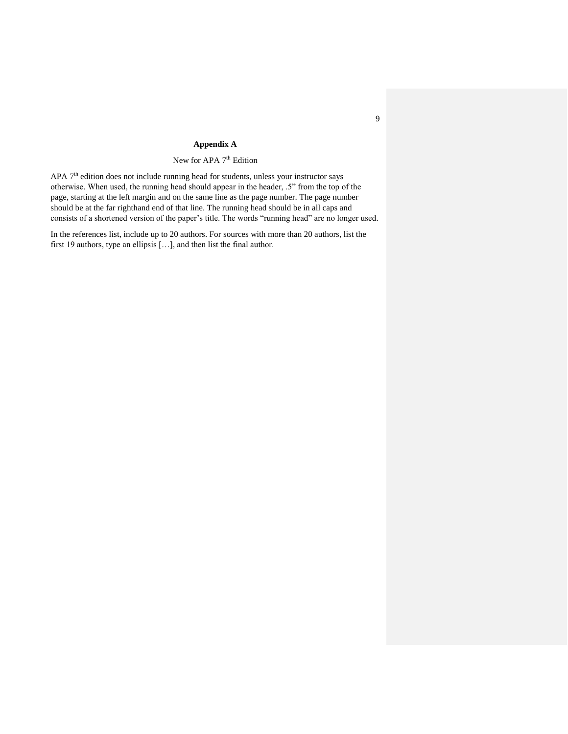# Appendix A

New for APA 7th Edition

APA 7th edition does not include running head for students, unless your instructor says otherwise. When used, the running head should appear in the header, .5" from the top of the page, starting at the left margin and on the same line as the page number. The page number should be at the far righthand end of that line. The running head should be in all caps and consists of a shortened version of the paper's title. The words "running head" are no longer used.

In the references list, include up to 20 authors. For sources with more than 20 authors, list the first 19 authors, type an ellipsis […], and then list the final author.